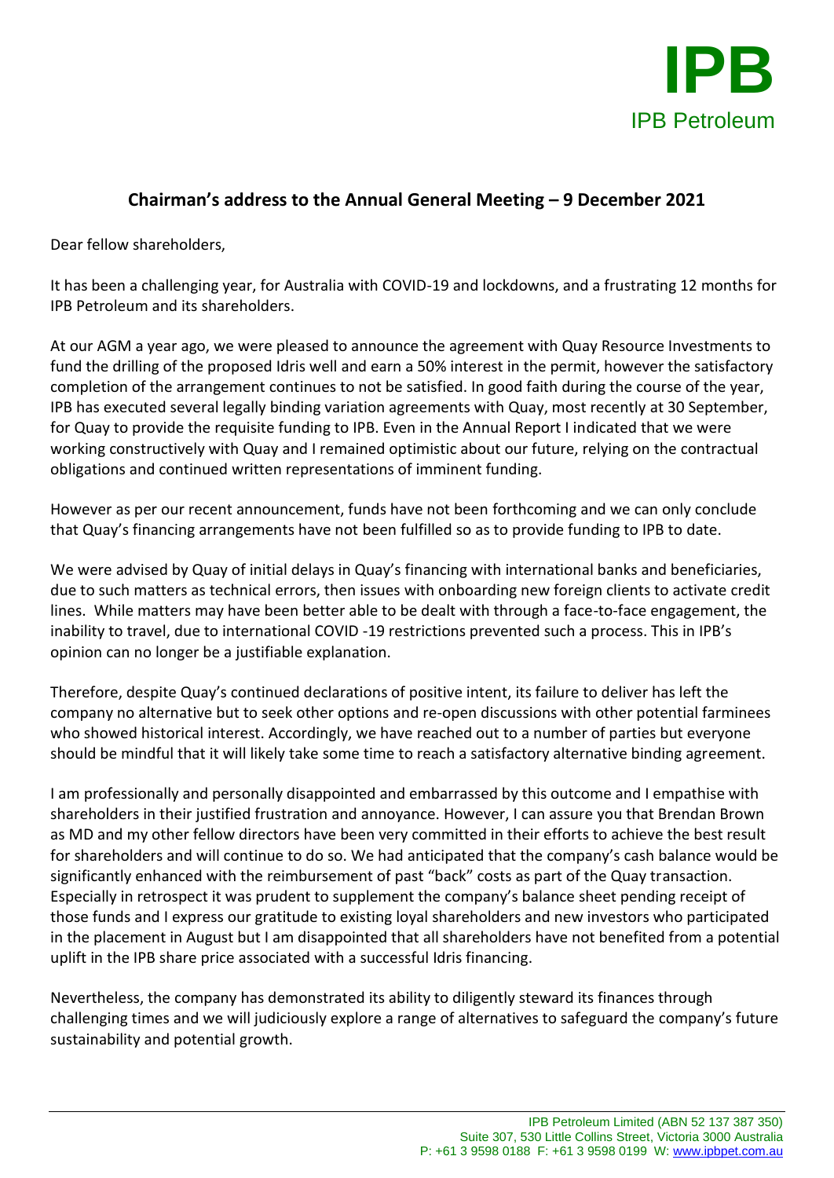# Chairman's address to the Annual General Meeting – 9 December 2021

Dear fellow shareholders,

It has been a challenging year, for Australia with COVID-19 and lockdowns, and a frustrating 12 months for IPB Petroleum and its shareholders.

At our AGM a year ago, we were pleased to announce the agreement with Quay Resource Investments to fund the drilling of the proposed Idris well and earn a 50% interest in the permit, however the satisfactory completion of the arrangement continues to not be satisfied. In good faith during the course of the year, IPB has executed several legally binding variation agreements with Quay, most recently at 30 September, for Quay to provide the requisite funding to IPB. Even in the Annual Report I indicated that we were working constructively with Quay and I remained optimistic about our future, relying on the contractual obligations and continued written representations of imminent funding.

However as per our recent announcement, funds have not been forthcoming and we can only conclude that Quay's financing arrangements have not been fulfilled so as to provide funding to IPB to date.

We were advised by Quay of initial delays in Quay's financing with international banks and beneficiaries, due to such matters as technical errors, then issues with onboarding new foreign clients to activate credit lines. While matters may have been better able to be dealt with through a face-to-face engagement, the inability to travel, due to international COVID -19 restrictions prevented such a process. This in IPB's opinion can no longer be a justifiable explanation.

Therefore, despite Quay's continued declarations of positive intent, its failure to deliver has left the company no alternative but to seek other options and re-open discussions with other potential farminees who showed historical interest. Accordingly, we have reached out to a number of parties but everyone should be mindful that it will likely take some time to reach a satisfactory alternative binding agreement.

I am professionally and personally disappointed and embarrassed by this outcome and I empathise with shareholders in their justified frustration and annoyance. However, I can assure you that Brendan Brown as MD and my other fellow directors have been very committed in their efforts to achieve the best result for shareholders and will continue to do so. We had anticipated that the company's cash balance would be significantly enhanced with the reimbursement of past "back" costs as part of the Quay transaction. Especially in retrospect it was prudent to supplement the company's balance sheet pending receipt of those funds and I express our gratitude to existing loyal shareholders and new investors who participated in the placement in August but I am disappointed that all shareholders have not benefited from a potential uplift in the IPB share price associated with a successful Idris financing.

Nevertheless, the company has demonstrated its ability to diligently steward its finances through challenging times and we will judiciously explore a range of alternatives to safeguard the company's future sustainability and potential growth.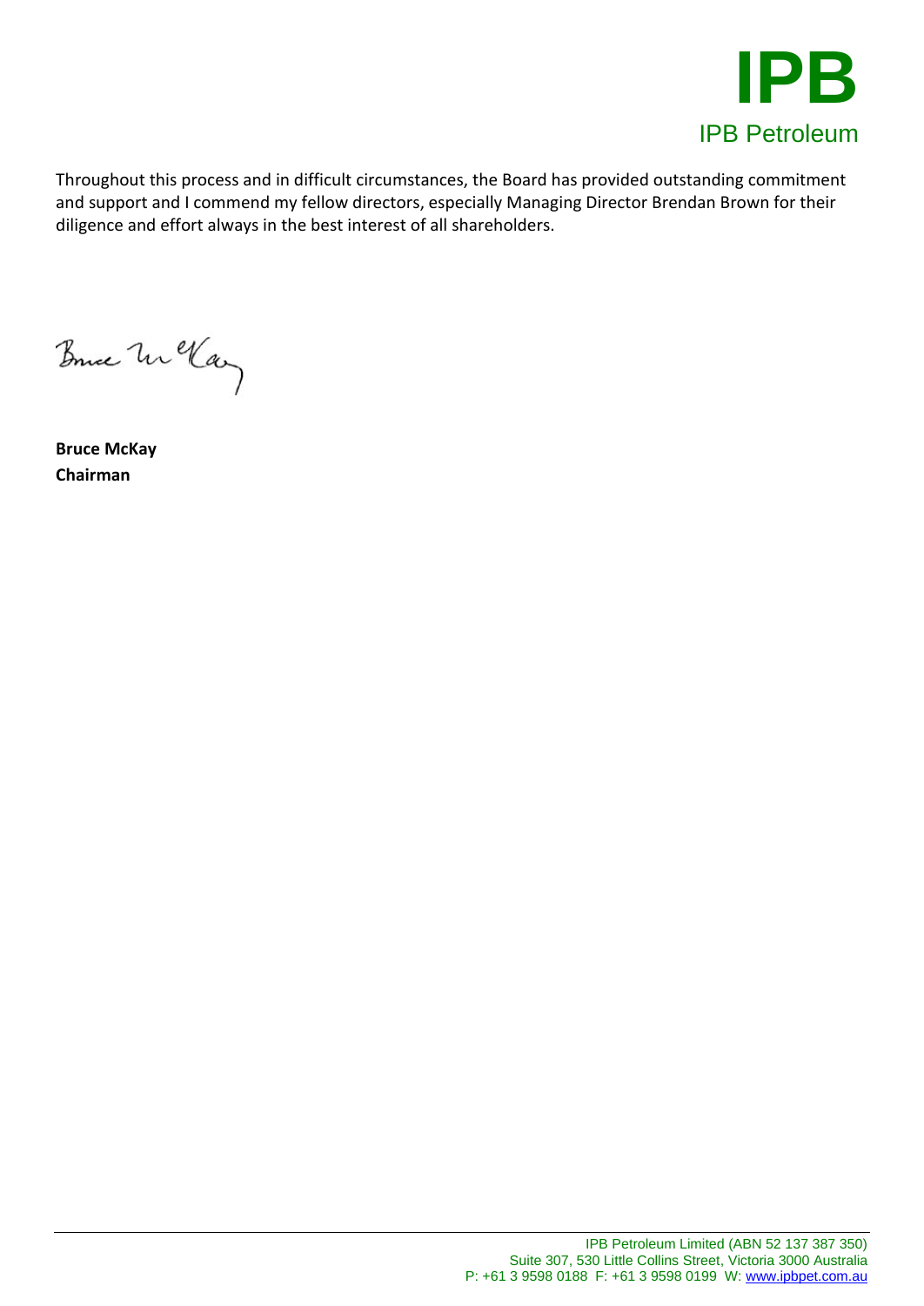Throughout this process and in difficult circumstances, the Board has provided outstanding commitment and support and I commend my fellow directors, especially Managing Director Brendan Brown for their diligence and effort always in the best interest of all shareholders.

**Bruce McKay**
**Chairman**